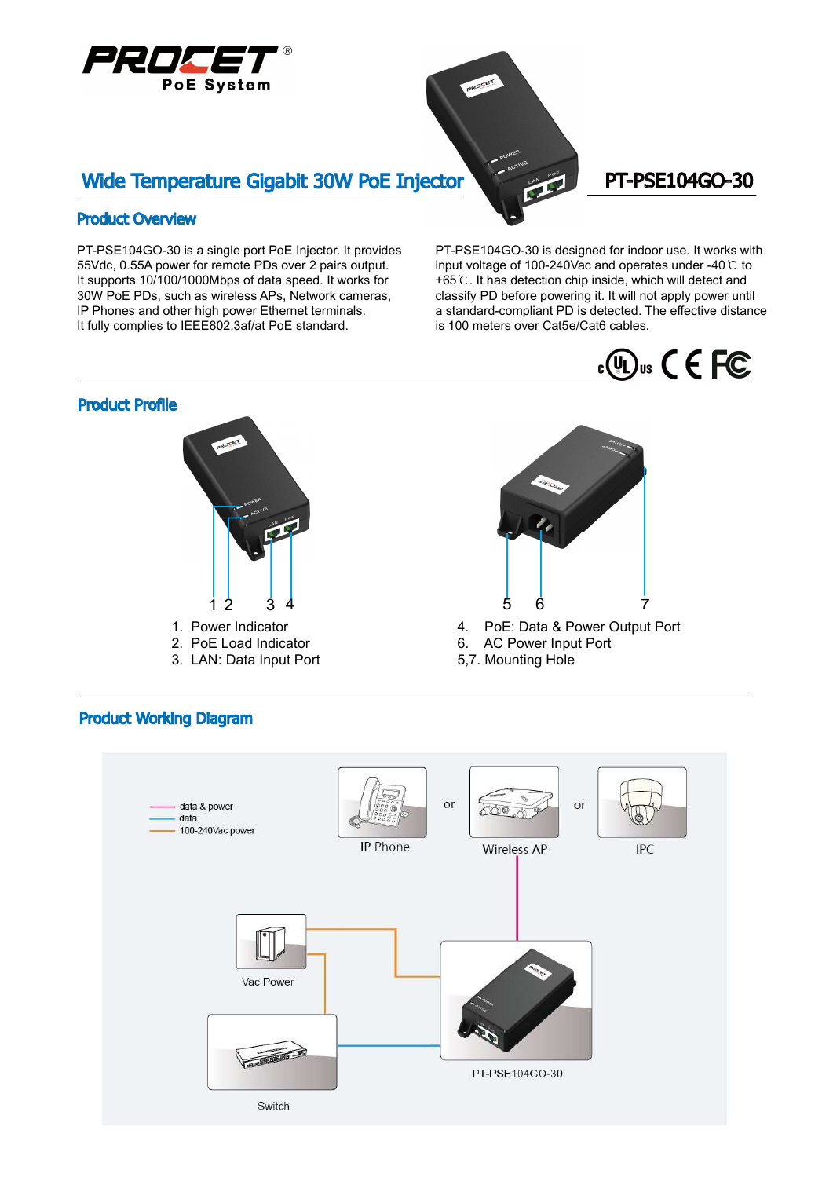PROCET®
PoE System

# Wide Temperature Gigabit 30W PoE Injector

PT-PSE104GO-30

## Product Overview

PT-PSE104GO-30 is a single port PoE Injector. It provides 55Vdc, 0.55A power for remote PDs over 2 pairs output. It supports 10/100/1000Mbps of data speed. It works for 30W PoE PDs, such as wireless APs, Network cameras, IP Phones and other high power Ethernet terminals. It fully complies to IEEE802.3af/at PoE standard.

PT-PSE104GO-30 is designed for indoor use. It works with input voltage of 100-240Vac and operates under -40℃ to +65℃. It has detection chip inside, which will detect and classify PD before powering it. It will not apply power until a standard-compliant PD is detected. The effective distance is 100 meters over Cat5e/Cat6 cables.

## Product Profile

1. Power Indicator
2. PoE Load Indicator
3. LAN: Data Input Port
4. PoE: Data & Power Output Port
6. AC Power Input Port

5,7. Mounting Hole

## Product Working Diagram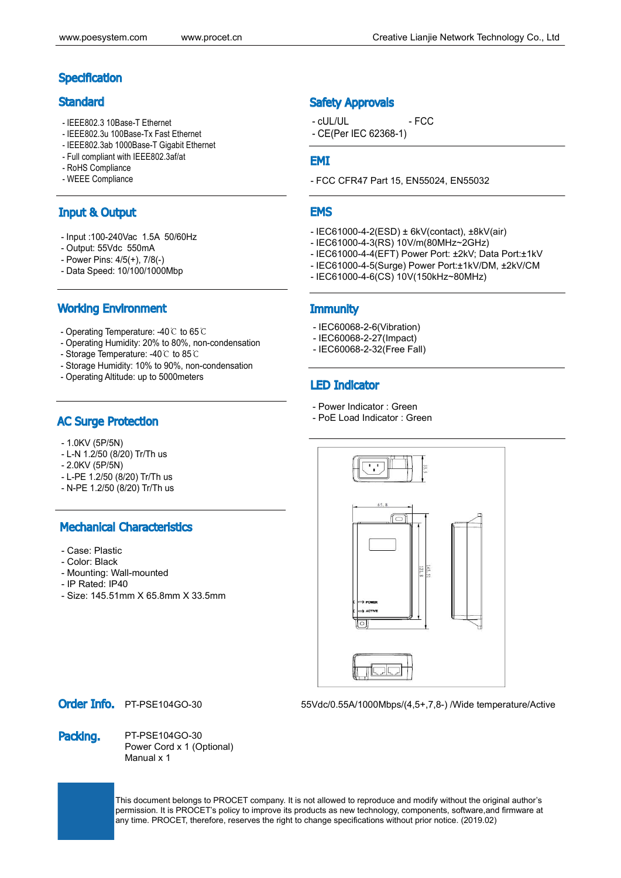# Specification

## Standard

- IEEE802.3 10Base-T Ethernet
- IEEE802.3u 100Base-Tx Fast Ethernet
- IEEE802.3ab 1000Base-T Gigabit Ethernet
- Full compliant with IEEE802.3af/at
- RoHS Compliance
- WEEE Compliance

## Input & Output

- Input :100-240Vac 1.5A 50/60Hz
- Output: 55Vdc 550mA
- Power Pins: 4/5(+), 7/8(-)
- Data Speed: 10/100/1000Mbp

## Working Environment

- Operating Temperature: -40℃ to 65℃
- Operating Humidity: 20% to 80%, non-condensation
- Storage Temperature: -40℃ to 85℃
- Storage Humidity: 10% to 90%, non-condensation
- Operating Altitude: up to 5000meters

## AC Surge Protection

- 1.0KV (5P/5N)
- L-N 1.2/50 (8/20) Tr/Th us
- 2.0KV (5P/5N)
- L-PE 1.2/50 (8/20) Tr/Th us
- N-PE 1.2/50 (8/20) Tr/Th us

## Mechanical Characteristics

- Case: Plastic
- Color: Black
- Mounting: Wall-mounted
- IP Rated: IP40
- Size: 145.51mm X 65.8mm X 33.5mm

## Safety Approvals

- cUL/UL
- FCC
- CE(Per IEC 62368-1)

## EMI

- FCC CFR47 Part 15, EN55024, EN55032

## EMS

- IEC61000-4-2(ESD) ± 6kV(contact), ±8kV(air)
- IEC61000-4-3(RS) 10V/m(80MHz~2GHz)
- IEC61000-4-4(EFT) Power Port: ±2kV; Data Port:±1kV
- IEC61000-4-5(Surge) Power Port:±1kV/DM, ±2kV/CM
- IEC61000-4-6(CS) 10V(150kHz~80MHz)

## Immunity

- IEC60068-2-6(Vibration)
- IEC60068-2-27(Impact)
- IEC60068-2-32(Free Fall)

## LED Indicator

- Power Indicator : Green
- PoE Load Indicator : Green

33.5

65.8

121.8

145.51

POWER

ACTIVE

## Order Info.

PT-PSE104GO-30 55Vdc/0.55A/1000Mbps/(4,5+,7,8-) /Wide temperature/Active

## Packing.

PT-PSE104GO-30
Power Cord x 1 (Optional)
Manual x 1

This document belongs to PROCET company. It is not allowed to reproduce and modify without the original author's permission. It is PROCET's policy to improve its products as new technology, components, software,and firmware at any time. PROCET, therefore, reserves the right to change specifications without prior notice. (2019.02)